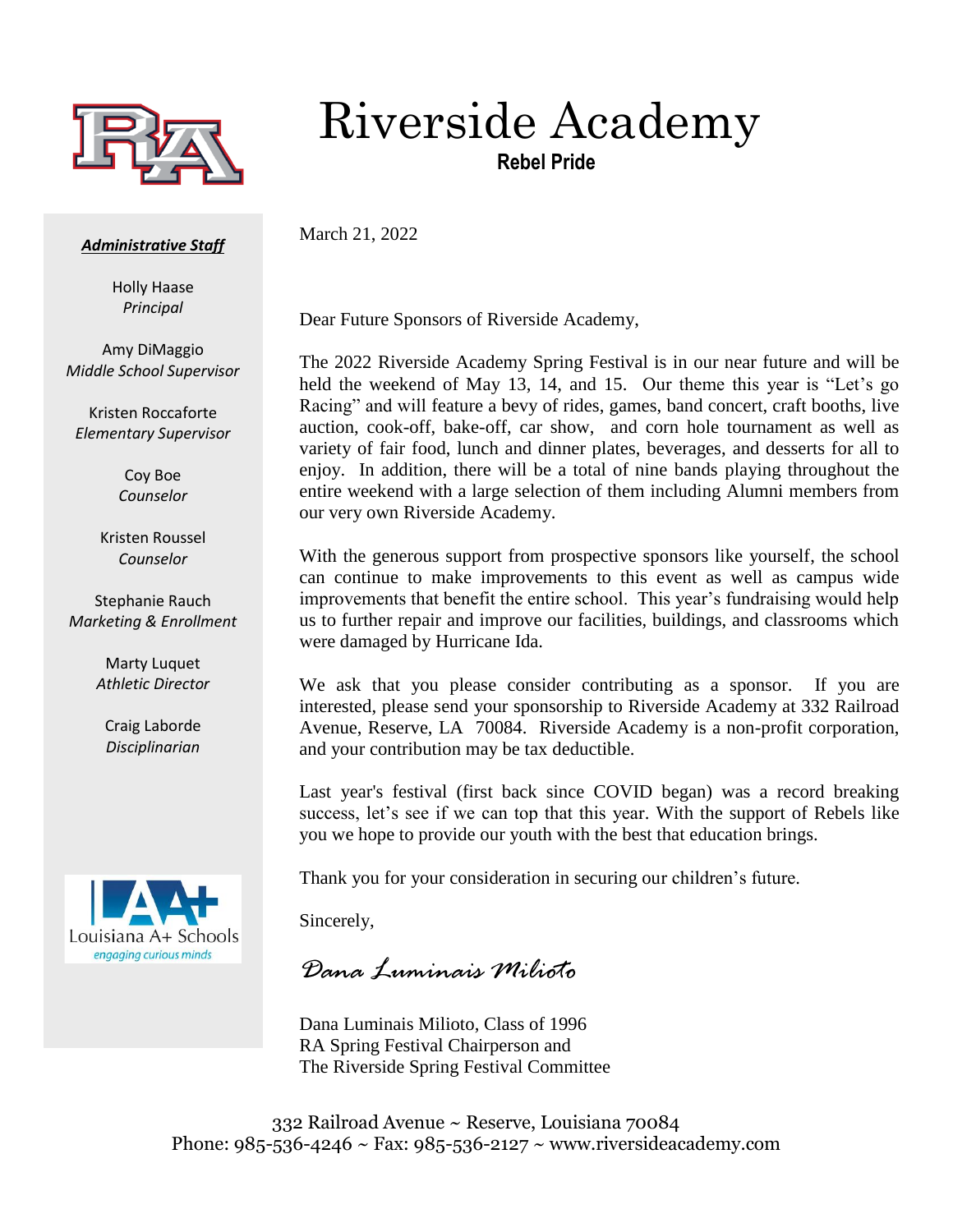# Riverside Academy

**Rebel Pride**

***Administrative Staff***

Holly Haase
*Principal*

Amy DiMaggio
*Middle School Supervisor*

Kristen Roccaforte
*Elementary Supervisor*

Coy Boe
*Counselor*

Kristen Roussel
*Counselor*

Stephanie Rauch
*Marketing & Enrollment*

Marty Luquet
*Athletic Director*

Craig Laborde
*Disciplinarian*

Louisiana A+ Schools
*engaging curious minds*

March 21, 2022

Dear Future Sponsors of Riverside Academy,

The 2022 Riverside Academy Spring Festival is in our near future and will be held the weekend of May 13, 14, and 15. Our theme this year is "Let's go Racing" and will feature a bevy of rides, games, band concert, craft booths, live auction, cook-off, bake-off, car show, and corn hole tournament as well as variety of fair food, lunch and dinner plates, beverages, and desserts for all to enjoy. In addition, there will be a total of nine bands playing throughout the entire weekend with a large selection of them including Alumni members from our very own Riverside Academy.

With the generous support from prospective sponsors like yourself, the school can continue to make improvements to this event as well as campus wide improvements that benefit the entire school. This year's fundraising would help us to further repair and improve our facilities, buildings, and classrooms which were damaged by Hurricane Ida.

We ask that you please consider contributing as a sponsor. If you are interested, please send your sponsorship to Riverside Academy at 332 Railroad Avenue, Reserve, LA 70084. Riverside Academy is a non-profit corporation, and your contribution may be tax deductible.

Last year's festival (first back since COVID began) was a record breaking success, let's see if we can top that this year. With the support of Rebels like you we hope to provide our youth with the best that education brings.

Thank you for your consideration in securing our children's future.

Sincerely,

*Dana Luminais Milioto*

Dana Luminais Milioto, Class of 1996
RA Spring Festival Chairperson and
The Riverside Spring Festival Committee

332 Railroad Avenue ~ Reserve, Louisiana 70084
Phone: 985-536-4246 ~ Fax: 985-536-2127 ~ www.riversideacademy.com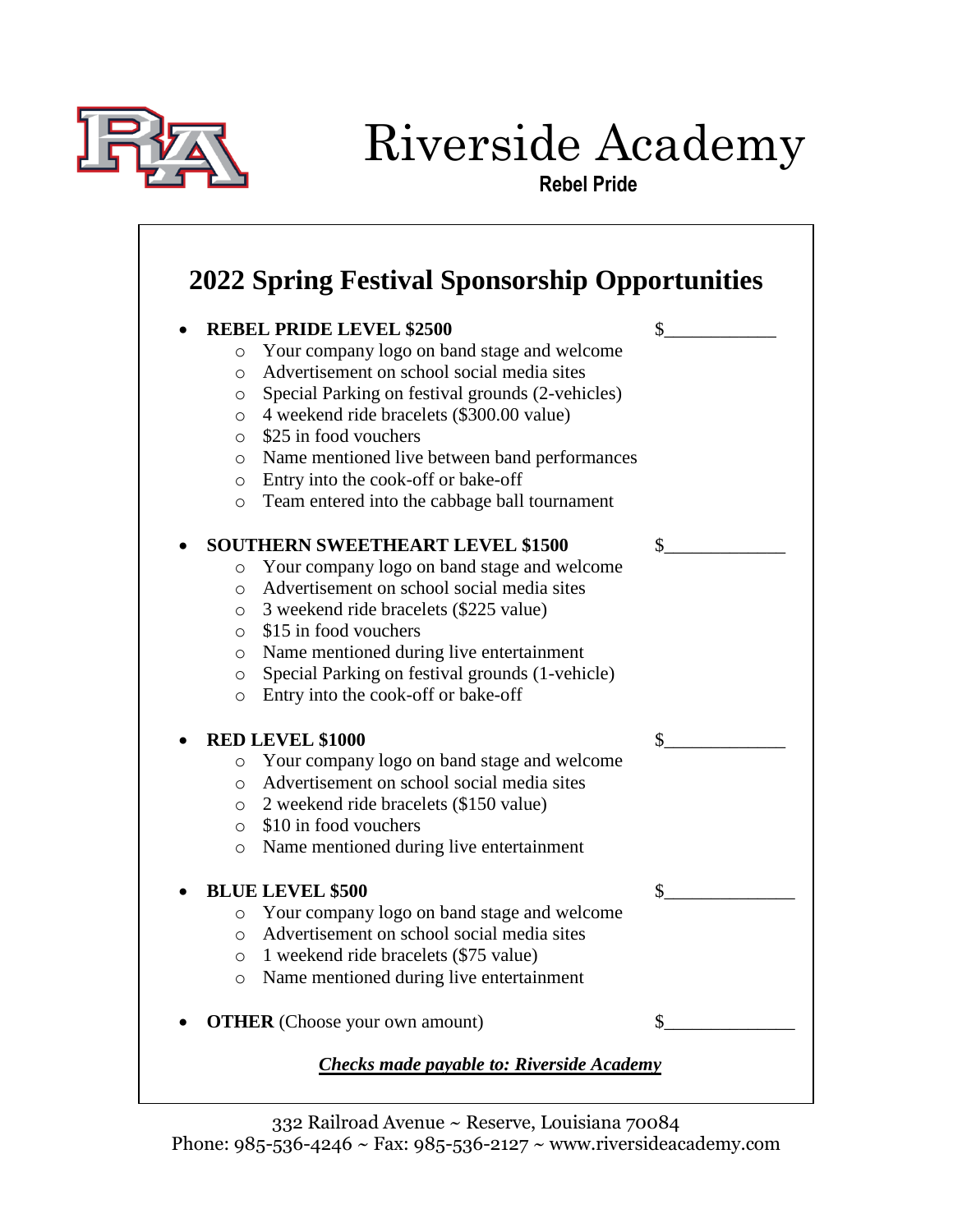# Riverside Academy

**Rebel Pride**

## 2022 Spring Festival Sponsorship Opportunities

- **REBEL PRIDE LEVEL $2500** $____________
  - Your company logo on band stage and welcome
  - Advertisement on school social media sites
  - Special Parking on festival grounds (2-vehicles)
  - 4 weekend ride bracelets ($300.00 value)
  - $25 in food vouchers
  - Name mentioned live between band performances
  - Entry into the cook-off or bake-off
  - Team entered into the cabbage ball tournament

- **SOUTHERN SWEETHEART LEVEL $1500** $_____________
  - Your company logo on band stage and welcome
  - Advertisement on school social media sites
  - 3 weekend ride bracelets ($225 value)
  - $15 in food vouchers
  - Name mentioned during live entertainment
  - Special Parking on festival grounds (1-vehicle)
  - Entry into the cook-off or bake-off

- **RED LEVEL $1000** $_____________
  - Your company logo on band stage and welcome
  - Advertisement on school social media sites
  - 2 weekend ride bracelets ($150 value)
  - $10 in food vouchers
  - Name mentioned during live entertainment

- **BLUE LEVEL $500** $______________
  - Your company logo on band stage and welcome
  - Advertisement on school social media sites
  - 1 weekend ride bracelets ($75 value)
  - Name mentioned during live entertainment

- **OTHER** (Choose your own amount) $______________

***Checks made payable to: Riverside Academy***

332 Railroad Avenue ~ Reserve, Louisiana 70084
Phone: 985-536-4246 ~ Fax: 985-536-2127 ~ www.riversideacademy.com